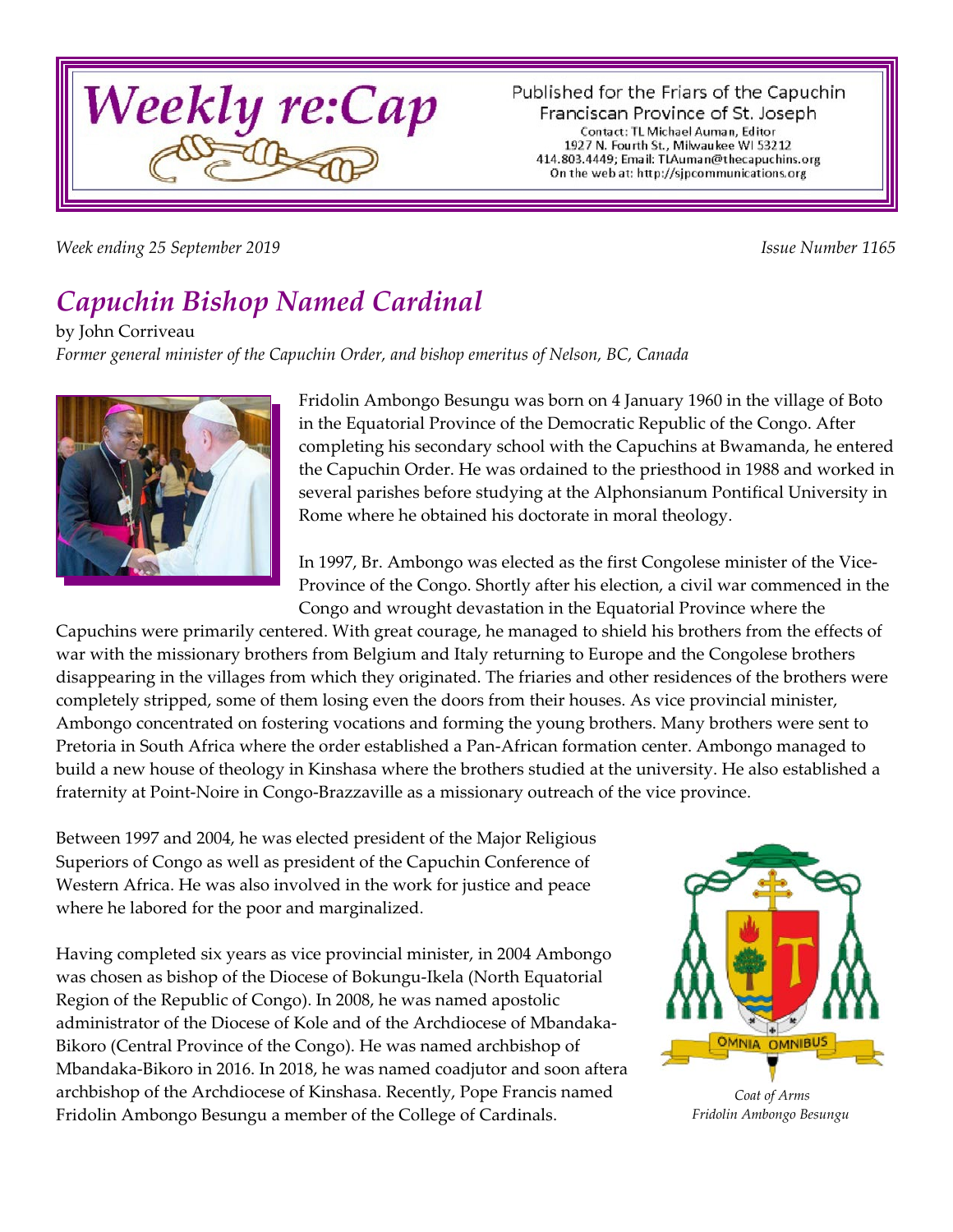# Weekly re:Cap

Published for the Friars of the Capuchin Franciscan Province of St. Joseph
Contact: TL Michael Auman, Editor
1927 N. Fourth St., Milwaukee WI 53212
414.803.4449; Email: TLAuman@thecapuchins.org
On the web at: http://sjpcommunications.org

*Week ending 25 September 2019* *Issue Number 1165*

## *Capuchin Bishop Named Cardinal*

by John Corriveau
*Former general minister of the Capuchin Order, and bishop emeritus of Nelson, BC, Canada*

Fridolin Ambongo Besungu was born on 4 January 1960 in the village of Boto in the Equatorial Province of the Democratic Republic of the Congo. After completing his secondary school with the Capuchins at Bwamanda, he entered the Capuchin Order. He was ordained to the priesthood in 1988 and worked in several parishes before studying at the Alphonsianum Pontifical University in Rome where he obtained his doctorate in moral theology.

In 1997, Br. Ambongo was elected as the first Congolese minister of the Vice-Province of the Congo. Shortly after his election, a civil war commenced in the Congo and wrought devastation in the Equatorial Province where the Capuchins were primarily centered. With great courage, he managed to shield his brothers from the effects of war with the missionary brothers from Belgium and Italy returning to Europe and the Congolese brothers disappearing in the villages from which they originated. The friaries and other residences of the brothers were completely stripped, some of them losing even the doors from their houses. As vice provincial minister, Ambongo concentrated on fostering vocations and forming the young brothers. Many brothers were sent to Pretoria in South Africa where the order established a Pan-African formation center. Ambongo managed to build a new house of theology in Kinshasa where the brothers studied at the university. He also established a fraternity at Point-Noire in Congo-Brazzaville as a missionary outreach of the vice province.

Between 1997 and 2004, he was elected president of the Major Religious Superiors of Congo as well as president of the Capuchin Conference of Western Africa. He was also involved in the work for justice and peace where he labored for the poor and marginalized.

Having completed six years as vice provincial minister, in 2004 Ambongo was chosen as bishop of the Diocese of Bokungu-Ikela (North Equatorial Region of the Republic of Congo). In 2008, he was named apostolic administrator of the Diocese of Kole and of the Archdiocese of Mbandaka-Bikoro (Central Province of the Congo). He was named archbishop of Mbandaka-Bikoro in 2016. In 2018, he was named coadjutor and soon aftera archbishop of the Archdiocese of Kinshasa. Recently, Pope Francis named Fridolin Ambongo Besungu a member of the College of Cardinals.

OMNIA OMNIBUS

*Coat of Arms*
*Fridolin Ambongo Besungu*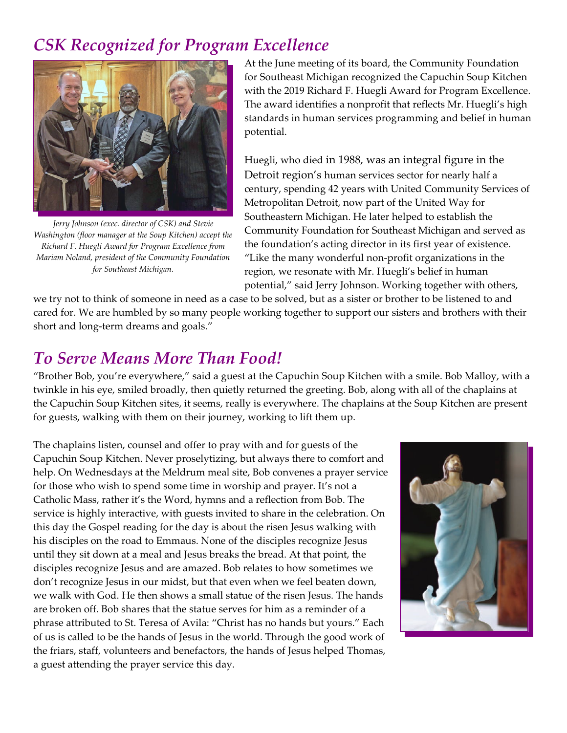## *CSK Recognized for Program Excellence*

*Jerry Johnson (exec. director of CSK) and Stevie Washington (floor manager at the Soup Kitchen) accept the Richard F. Huegli Award for Program Excellence from Mariam Noland, president of the Community Foundation for Southeast Michigan.*

At the June meeting of its board, the Community Foundation for Southeast Michigan recognized the Capuchin Soup Kitchen with the 2019 Richard F. Huegli Award for Program Excellence. The award identifies a nonprofit that reflects Mr. Huegli's high standards in human services programming and belief in human potential.

Huegli, who died in 1988, was an integral figure in the Detroit region's human services sector for nearly half a century, spending 42 years with United Community Services of Metropolitan Detroit, now part of the United Way for Southeastern Michigan. He later helped to establish the Community Foundation for Southeast Michigan and served as the foundation's acting director in its first year of existence. "Like the many wonderful non-profit organizations in the region, we resonate with Mr. Huegli's belief in human potential," said Jerry Johnson. Working together with others, we try not to think of someone in need as a case to be solved, but as a sister or brother to be listened to and cared for. We are humbled by so many people working together to support our sisters and brothers with their short and long-term dreams and goals."

## *To Serve Means More Than Food!*

"Brother Bob, you're everywhere," said a guest at the Capuchin Soup Kitchen with a smile. Bob Malloy, with a twinkle in his eye, smiled broadly, then quietly returned the greeting. Bob, along with all of the chaplains at the Capuchin Soup Kitchen sites, it seems, really is everywhere. The chaplains at the Soup Kitchen are present for guests, walking with them on their journey, working to lift them up.

The chaplains listen, counsel and offer to pray with and for guests of the Capuchin Soup Kitchen. Never proselytizing, but always there to comfort and help. On Wednesdays at the Meldrum meal site, Bob convenes a prayer service for those who wish to spend some time in worship and prayer. It's not a Catholic Mass, rather it's the Word, hymns and a reflection from Bob. The service is highly interactive, with guests invited to share in the celebration. On this day the Gospel reading for the day is about the risen Jesus walking with his disciples on the road to Emmaus. None of the disciples recognize Jesus until they sit down at a meal and Jesus breaks the bread. At that point, the disciples recognize Jesus and are amazed. Bob relates to how sometimes we don't recognize Jesus in our midst, but that even when we feel beaten down, we walk with God. He then shows a small statue of the risen Jesus. The hands are broken off. Bob shares that the statue serves for him as a reminder of a phrase attributed to St. Teresa of Avila: "Christ has no hands but yours." Each of us is called to be the hands of Jesus in the world. Through the good work of the friars, staff, volunteers and benefactors, the hands of Jesus helped Thomas, a guest attending the prayer service this day.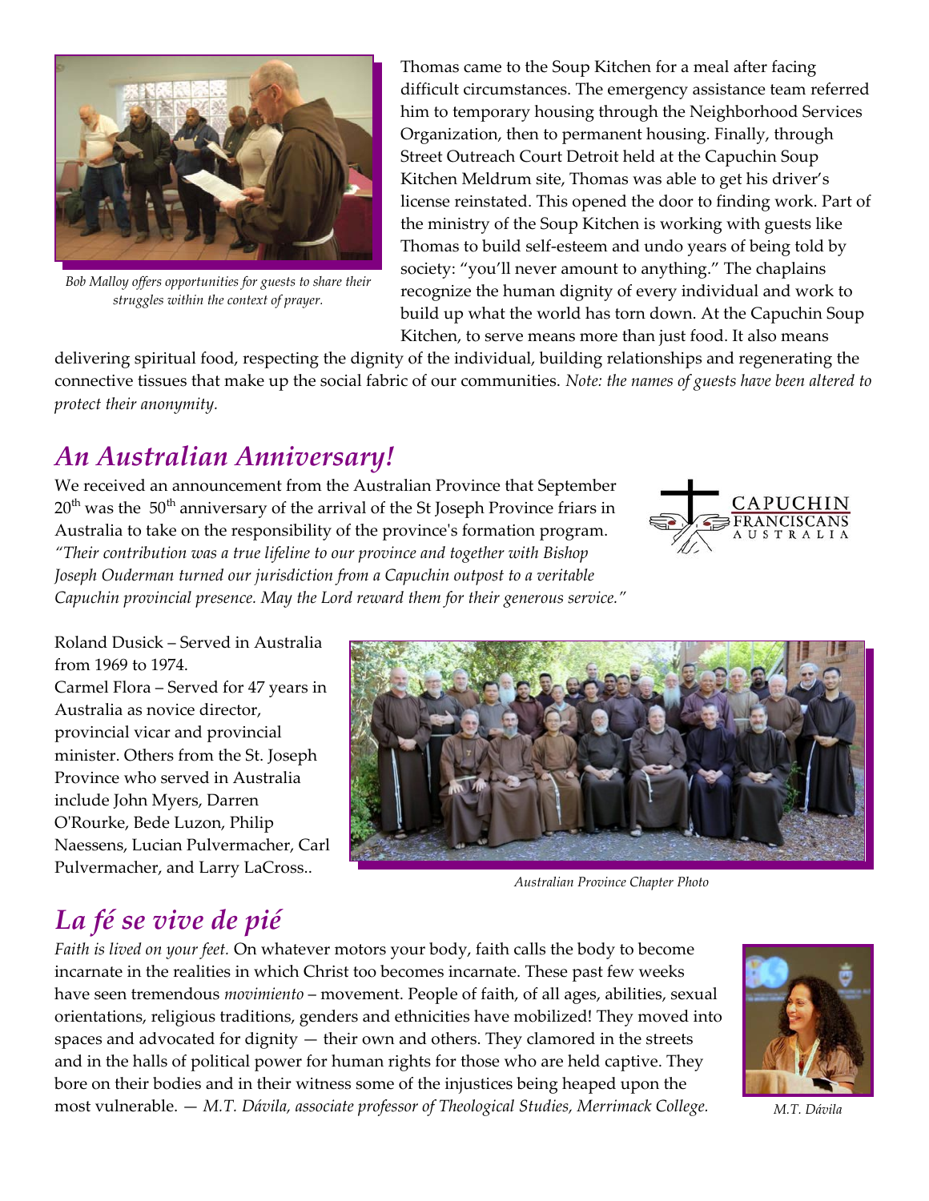Thomas came to the Soup Kitchen for a meal after facing difficult circumstances. The emergency assistance team referred him to temporary housing through the Neighborhood Services Organization, then to permanent housing. Finally, through Street Outreach Court Detroit held at the Capuchin Soup Kitchen Meldrum site, Thomas was able to get his driver's license reinstated. This opened the door to finding work. Part of the ministry of the Soup Kitchen is working with guests like Thomas to build self-esteem and undo years of being told by society: "you'll never amount to anything." The chaplains recognize the human dignity of every individual and work to build up what the world has torn down. At the Capuchin Soup Kitchen, to serve means more than just food. It also means delivering spiritual food, respecting the dignity of the individual, building relationships and regenerating the connective tissues that make up the social fabric of our communities. *Note: the names of guests have been altered to protect their anonymity.*

*Bob Malloy offers opportunities for guests to share their struggles within the context of prayer.*

## *An Australian Anniversary!*

We received an announcement from the Australian Province that September 20th was the 50th anniversary of the arrival of the St Joseph Province friars in Australia to take on the responsibility of the province's formation program. *"Their contribution was a true lifeline to our province and together with Bishop Joseph Ouderman turned our jurisdiction from a Capuchin outpost to a veritable Capuchin provincial presence. May the Lord reward them for their generous service."*

Roland Dusick – Served in Australia from 1969 to 1974.
Carmel Flora – Served for 47 years in Australia as novice director, provincial vicar and provincial minister. Others from the St. Joseph Province who served in Australia include John Myers, Darren O'Rourke, Bede Luzon, Philip Naessens, Lucian Pulvermacher, Carl Pulvermacher, and Larry LaCross..

*Australian Province Chapter Photo*

## *La fé se vive de pié*

*Faith is lived on your feet.* On whatever motors your body, faith calls the body to become incarnate in the realities in which Christ too becomes incarnate. These past few weeks have seen tremendous *movimiento* – movement. People of faith, of all ages, abilities, sexual orientations, religious traditions, genders and ethnicities have mobilized! They moved into spaces and advocated for dignity — their own and others. They clamored in the streets and in the halls of political power for human rights for those who are held captive. They bore on their bodies and in their witness some of the injustices being heaped upon the most vulnerable. — *M.T. Dávila, associate professor of Theological Studies, Merrimack College.*

*M.T. Dávila*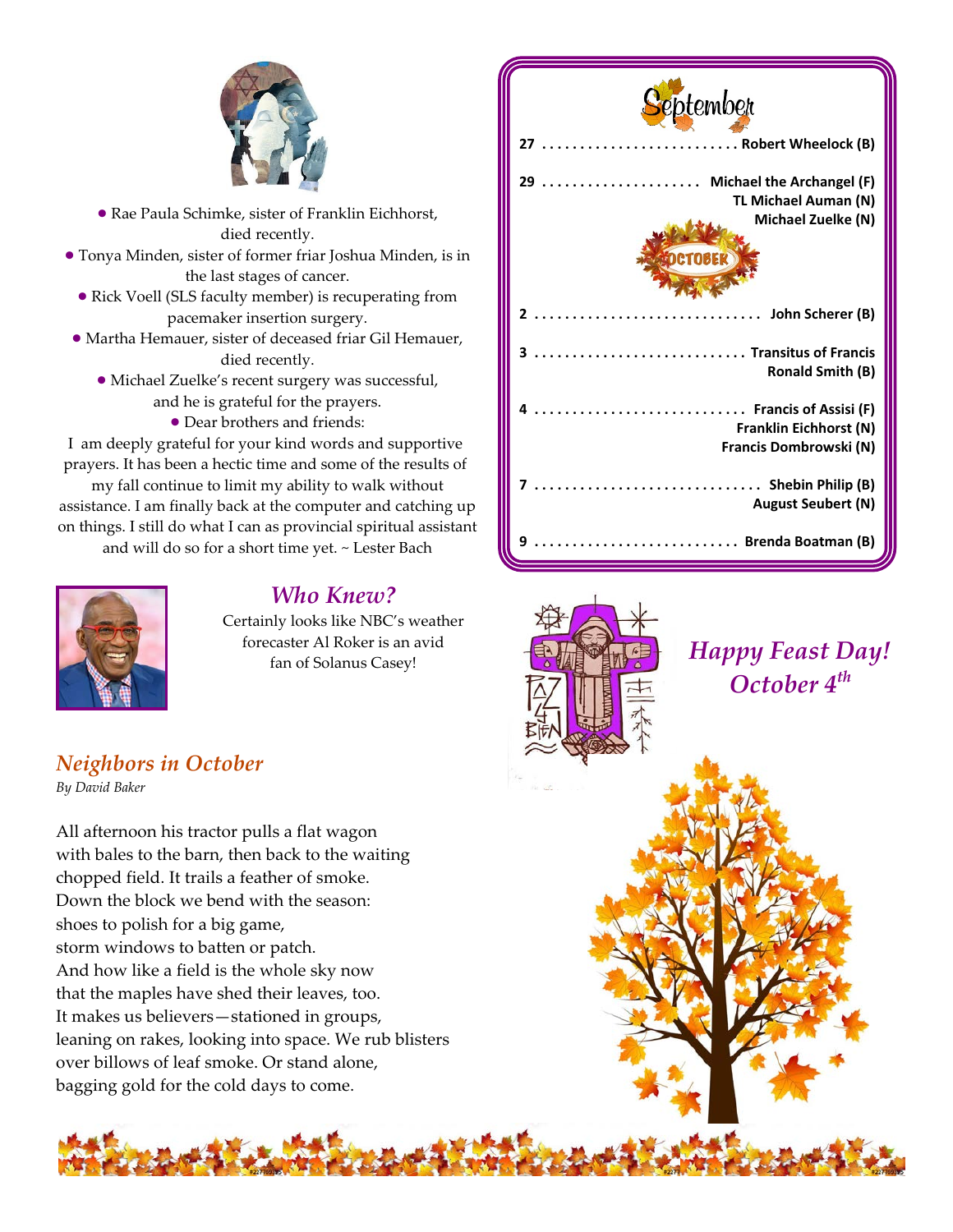- Rae Paula Schimke, sister of Franklin Eichhorst, died recently.
- Tonya Minden, sister of former friar Joshua Minden, is in the last stages of cancer.
- Rick Voell (SLS faculty member) is recuperating from pacemaker insertion surgery.
- Martha Hemauer, sister of deceased friar Gil Hemauer, died recently.
- Michael Zuelke's recent surgery was successful, and he is grateful for the prayers.
- Dear brothers and friends:

I am deeply grateful for your kind words and supportive prayers. It has been a hectic time and some of the results of my fall continue to limit my ability to walk without assistance. I am finally back at the computer and catching up on things. I still do what I can as provincial spiritual assistant and will do so for a short time yet. ~ Lester Bach

## *Who Knew?*

Certainly looks like NBC's weather forecaster Al Roker is an avid fan of Solanus Casey!

## *Neighbors in October*

*By David Baker*

All afternoon his tractor pulls a flat wagon
with bales to the barn, then back to the waiting
chopped field. It trails a feather of smoke.
Down the block we bend with the season:
shoes to polish for a big game,
storm windows to batten or patch.
And how like a field is the whole sky now
that the maples have shed their leaves, too.
It makes us believers—stationed in groups,
leaning on rakes, looking into space. We rub blisters
over billows of leaf smoke. Or stand alone,
bagging gold for the cold days to come.

## September

**27** .......... **Robert Wheelock (B)**

**29** .......... **Michael the Archangel (F)**
**TL Michael Auman (N)**
**Michael Zuelke (N)**

## October

**2** .......... **John Scherer (B)**

**3** .......... **Transitus of Francis**
**Ronald Smith (B)**

**4** .......... **Francis of Assisi (F)**
**Franklin Eichhorst (N)**
**Francis Dombrowski (N)**

**7** .......... **Shebin Philip (B)**
**August Seubert (N)**

**9** .......... **Brenda Boatman (B)**

## *Happy Feast Day! October 4th*